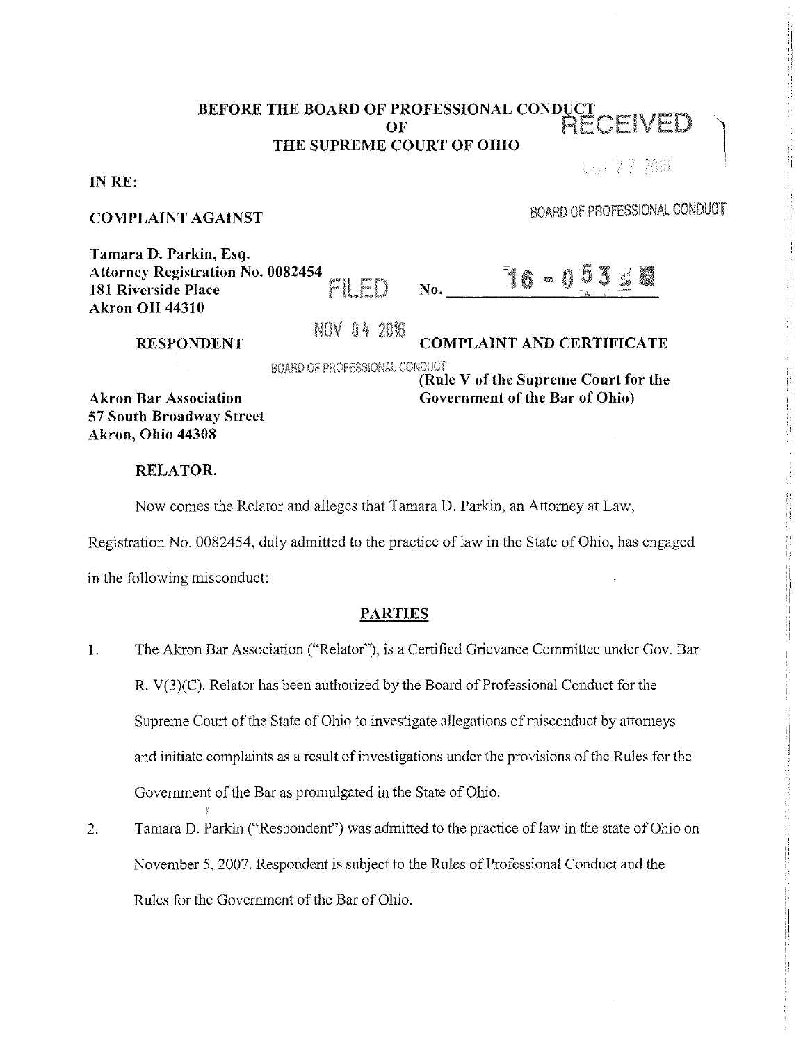# BEFORE THE BOARD OF PROFESSIONAL CONDUCT OF THE SUPREME COURT OF OHIO

RECEIVED

OCT 27 2016

BOARD OF PROFESSIONAL CONDUCT

**IN RE:**

**COMPLAINT AGAINST**

**Tamara D. Parkin, Esq.**
**Attorney Registration No. 0082454**
**181 Riverside Place**
**Akron OH 44310**

FILED

NOV 04 2016

BOARD OF PROFESSIONAL CONDUCT

**No. 16 - 053**

**RESPONDENT**

**COMPLAINT AND CERTIFICATE**

**(Rule V of the Supreme Court for the Government of the Bar of Ohio)**

**Akron Bar Association**
**57 South Broadway Street**
**Akron, Ohio 44308**

**RELATOR.**

Now comes the Relator and alleges that Tamara D. Parkin, an Attorney at Law, Registration No. 0082454, duly admitted to the practice of law in the State of Ohio, has engaged in the following misconduct:

## PARTIES

1. The Akron Bar Association ("Relator"), is a Certified Grievance Committee under Gov. Bar R. V(3)(C). Relator has been authorized by the Board of Professional Conduct for the Supreme Court of the State of Ohio to investigate allegations of misconduct by attorneys and initiate complaints as a result of investigations under the provisions of the Rules for the Government of the Bar as promulgated in the State of Ohio.

2. Tamara D. Parkin ("Respondent") was admitted to the practice of law in the state of Ohio on November 5, 2007. Respondent is subject to the Rules of Professional Conduct and the Rules for the Government of the Bar of Ohio.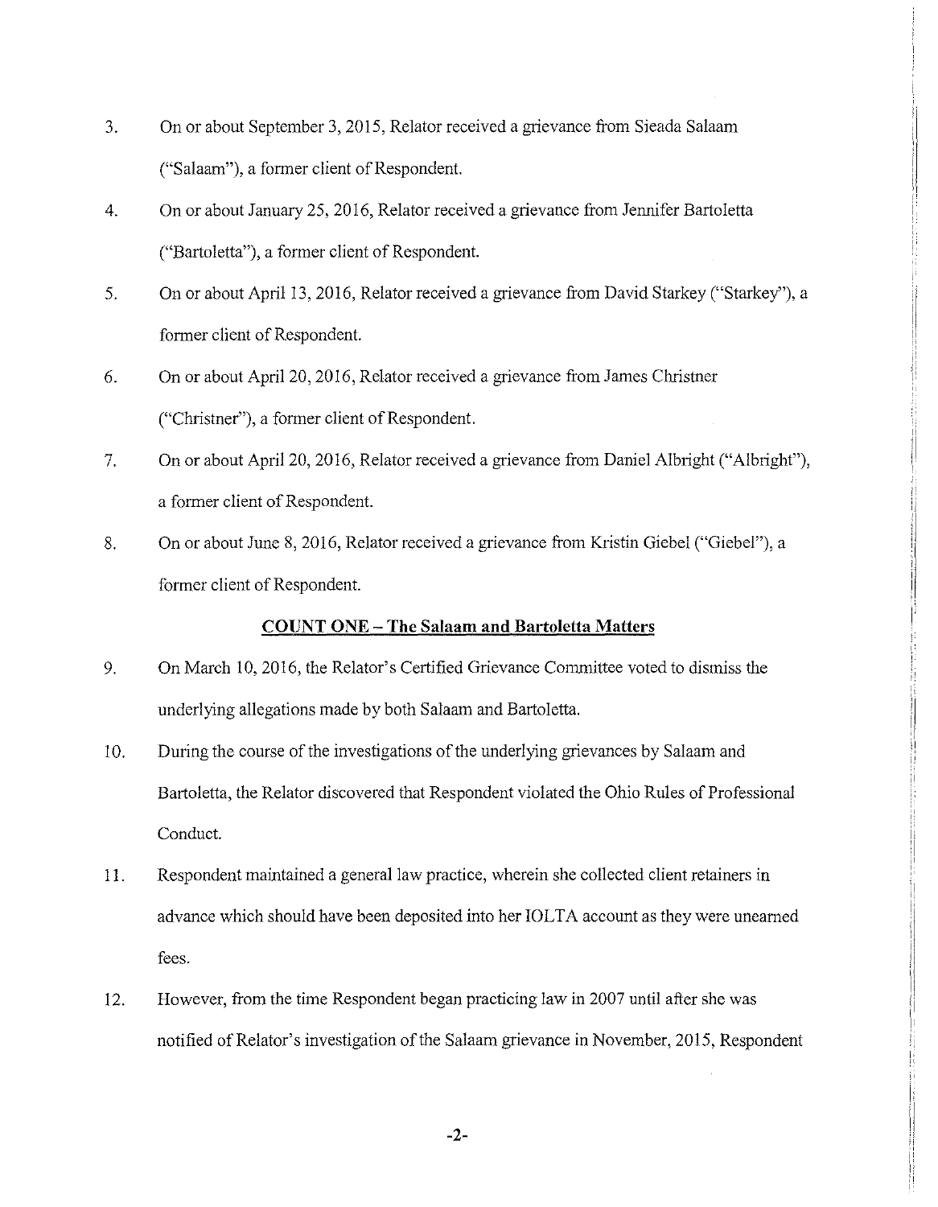3. On or about September 3, 2015, Relator received a grievance from Sieada Salaam ("Salaam"), a former client of Respondent.

4. On or about January 25, 2016, Relator received a grievance from Jennifer Bartoletta ("Bartoletta"), a former client of Respondent.

5. On or about April 13, 2016, Relator received a grievance from David Starkey ("Starkey"), a former client of Respondent.

6. On or about April 20, 2016, Relator received a grievance from James Christner ("Christner"), a former client of Respondent.

7. On or about April 20, 2016, Relator received a grievance from Daniel Albright ("Albright"), a former client of Respondent.

8. On or about June 8, 2016, Relator received a grievance from Kristin Giebel ("Giebel"), a former client of Respondent.

## COUNT ONE – The Salaam and Bartoletta Matters

9. On March 10, 2016, the Relator's Certified Grievance Committee voted to dismiss the underlying allegations made by both Salaam and Bartoletta.

10. During the course of the investigations of the underlying grievances by Salaam and Bartoletta, the Relator discovered that Respondent violated the Ohio Rules of Professional Conduct.

11. Respondent maintained a general law practice, wherein she collected client retainers in advance which should have been deposited into her IOLTA account as they were unearned fees.

12. However, from the time Respondent began practicing law in 2007 until after she was notified of Relator's investigation of the Salaam grievance in November, 2015, Respondent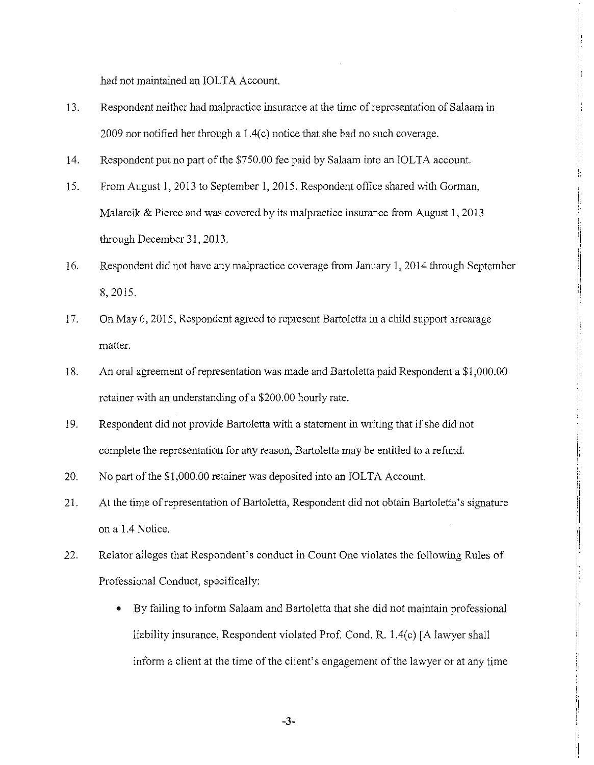had not maintained an IOLTA Account.

13. Respondent neither had malpractice insurance at the time of representation of Salaam in 2009 nor notified her through a 1.4(c) notice that she had no such coverage.

14. Respondent put no part of the $750.00 fee paid by Salaam into an IOLTA account.

15. From August 1, 2013 to September 1, 2015, Respondent office shared with Gorman, Malarcik & Pierce and was covered by its malpractice insurance from August 1, 2013 through December 31, 2013.

16. Respondent did not have any malpractice coverage from January 1, 2014 through September 8, 2015.

17. On May 6, 2015, Respondent agreed to represent Bartoletta in a child support arrearage matter.

18. An oral agreement of representation was made and Bartoletta paid Respondent a $1,000.00 retainer with an understanding of a $200.00 hourly rate.

19. Respondent did not provide Bartoletta with a statement in writing that if she did not complete the representation for any reason, Bartoletta may be entitled to a refund.

20. No part of the $1,000.00 retainer was deposited into an IOLTA Account.

21. At the time of representation of Bartoletta, Respondent did not obtain Bartoletta's signature on a 1.4 Notice.

22. Relator alleges that Respondent's conduct in Count One violates the following Rules of Professional Conduct, specifically:

    - By failing to inform Salaam and Bartoletta that she did not maintain professional liability insurance, Respondent violated Prof. Cond. R. 1.4(c) [A lawyer shall inform a client at the time of the client's engagement of the lawyer or at any time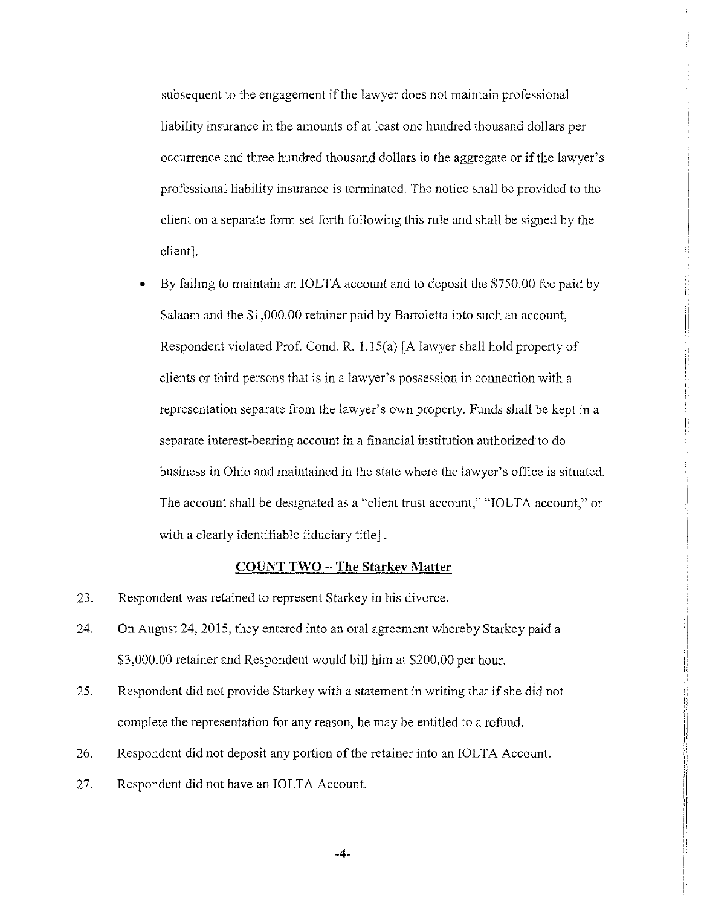subsequent to the engagement if the lawyer does not maintain professional liability insurance in the amounts of at least one hundred thousand dollars per occurrence and three hundred thousand dollars in the aggregate or if the lawyer's professional liability insurance is terminated. The notice shall be provided to the client on a separate form set forth following this rule and shall be signed by the client].

- By failing to maintain an IOLTA account and to deposit the $750.00 fee paid by Salaam and the $1,000.00 retainer paid by Bartoletta into such an account, Respondent violated Prof. Cond. R. 1.15(a) [A lawyer shall hold property of clients or third persons that is in a lawyer's possession in connection with a representation separate from the lawyer's own property. Funds shall be kept in a separate interest-bearing account in a financial institution authorized to do business in Ohio and maintained in the state where the lawyer's office is situated. The account shall be designated as a "client trust account," "IOLTA account," or with a clearly identifiable fiduciary title].

**COUNT TWO – The Starkey Matter**

23. Respondent was retained to represent Starkey in his divorce.
24. On August 24, 2015, they entered into an oral agreement whereby Starkey paid a $3,000.00 retainer and Respondent would bill him at $200.00 per hour.
25. Respondent did not provide Starkey with a statement in writing that if she did not complete the representation for any reason, he may be entitled to a refund.
26. Respondent did not deposit any portion of the retainer into an IOLTA Account.
27. Respondent did not have an IOLTA Account.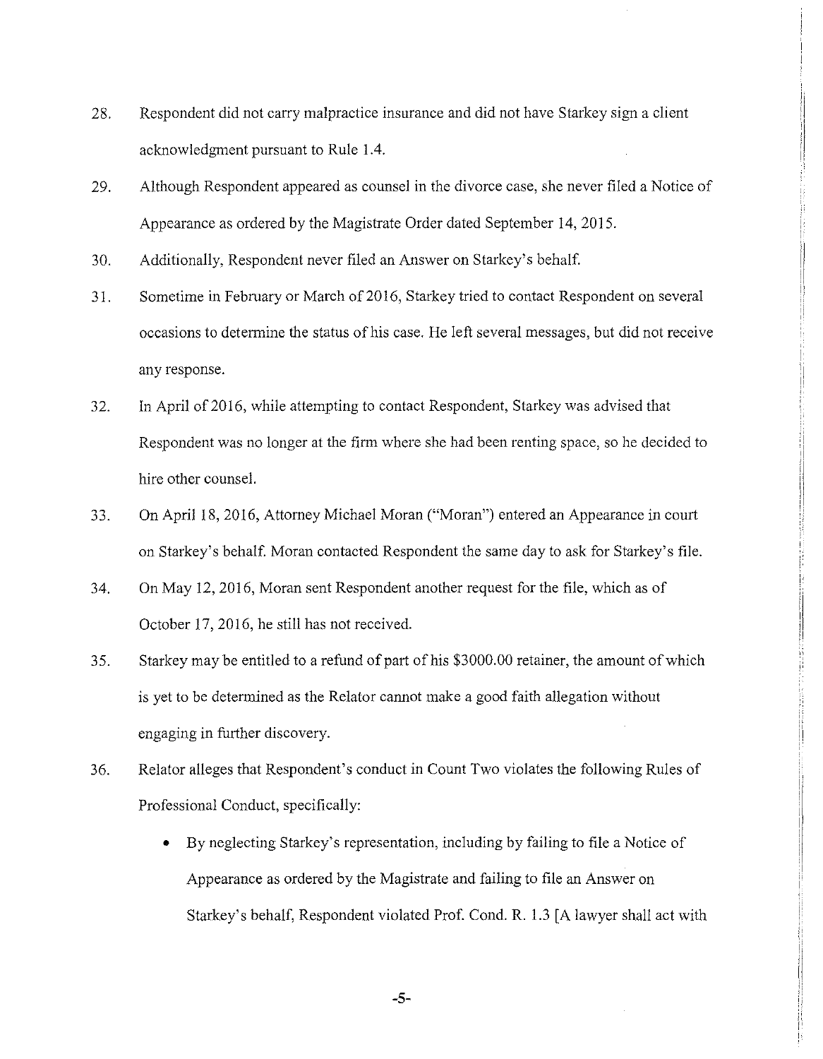28. Respondent did not carry malpractice insurance and did not have Starkey sign a client acknowledgment pursuant to Rule 1.4.

29. Although Respondent appeared as counsel in the divorce case, she never filed a Notice of Appearance as ordered by the Magistrate Order dated September 14, 2015.

30. Additionally, Respondent never filed an Answer on Starkey's behalf.

31. Sometime in February or March of 2016, Starkey tried to contact Respondent on several occasions to determine the status of his case. He left several messages, but did not receive any response.

32. In April of 2016, while attempting to contact Respondent, Starkey was advised that Respondent was no longer at the firm where she had been renting space, so he decided to hire other counsel.

33. On April 18, 2016, Attorney Michael Moran ("Moran") entered an Appearance in court on Starkey's behalf. Moran contacted Respondent the same day to ask for Starkey's file.

34. On May 12, 2016, Moran sent Respondent another request for the file, which as of October 17, 2016, he still has not received.

35. Starkey may be entitled to a refund of part of his $3000.00 retainer, the amount of which is yet to be determined as the Relator cannot make a good faith allegation without engaging in further discovery.

36. Relator alleges that Respondent's conduct in Count Two violates the following Rules of Professional Conduct, specifically:

    - By neglecting Starkey's representation, including by failing to file a Notice of Appearance as ordered by the Magistrate and failing to file an Answer on Starkey's behalf, Respondent violated Prof. Cond. R. 1.3 [A lawyer shall act with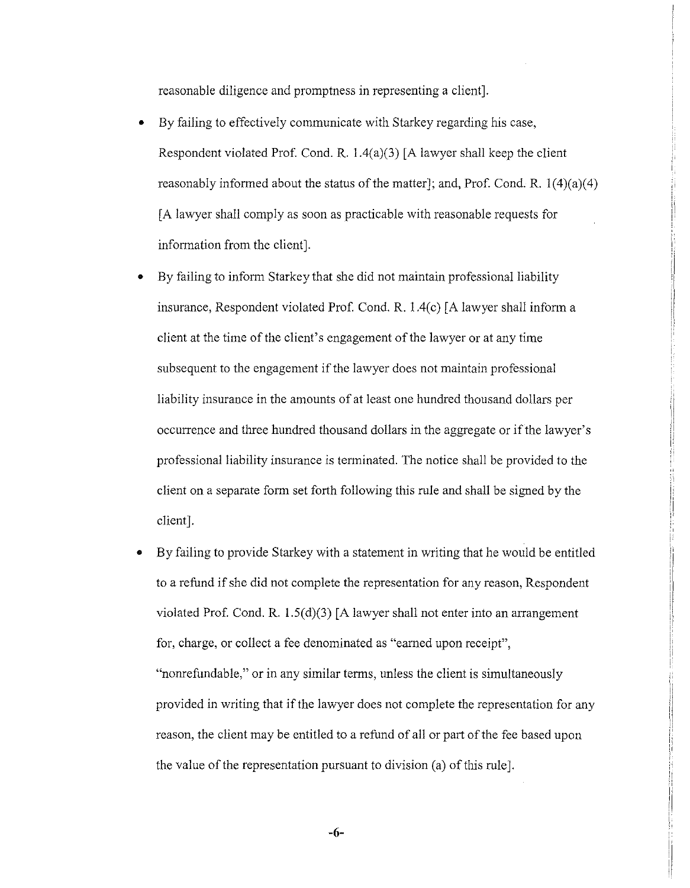reasonable diligence and promptness in representing a client].

- By failing to effectively communicate with Starkey regarding his case, Respondent violated Prof. Cond. R. 1.4(a)(3) [A lawyer shall keep the client reasonably informed about the status of the matter]; and, Prof. Cond. R. 1(4)(a)(4) [A lawyer shall comply as soon as practicable with reasonable requests for information from the client].
- By failing to inform Starkey that she did not maintain professional liability insurance, Respondent violated Prof. Cond. R. 1.4(c) [A lawyer shall inform a client at the time of the client's engagement of the lawyer or at any time subsequent to the engagement if the lawyer does not maintain professional liability insurance in the amounts of at least one hundred thousand dollars per occurrence and three hundred thousand dollars in the aggregate or if the lawyer's professional liability insurance is terminated. The notice shall be provided to the client on a separate form set forth following this rule and shall be signed by the client].
- By failing to provide Starkey with a statement in writing that he would be entitled to a refund if she did not complete the representation for any reason, Respondent violated Prof. Cond. R. 1.5(d)(3) [A lawyer shall not enter into an arrangement for, charge, or collect a fee denominated as "earned upon receipt", "nonrefundable," or in any similar terms, unless the client is simultaneously provided in writing that if the lawyer does not complete the representation for any reason, the client may be entitled to a refund of all or part of the fee based upon the value of the representation pursuant to division (a) of this rule].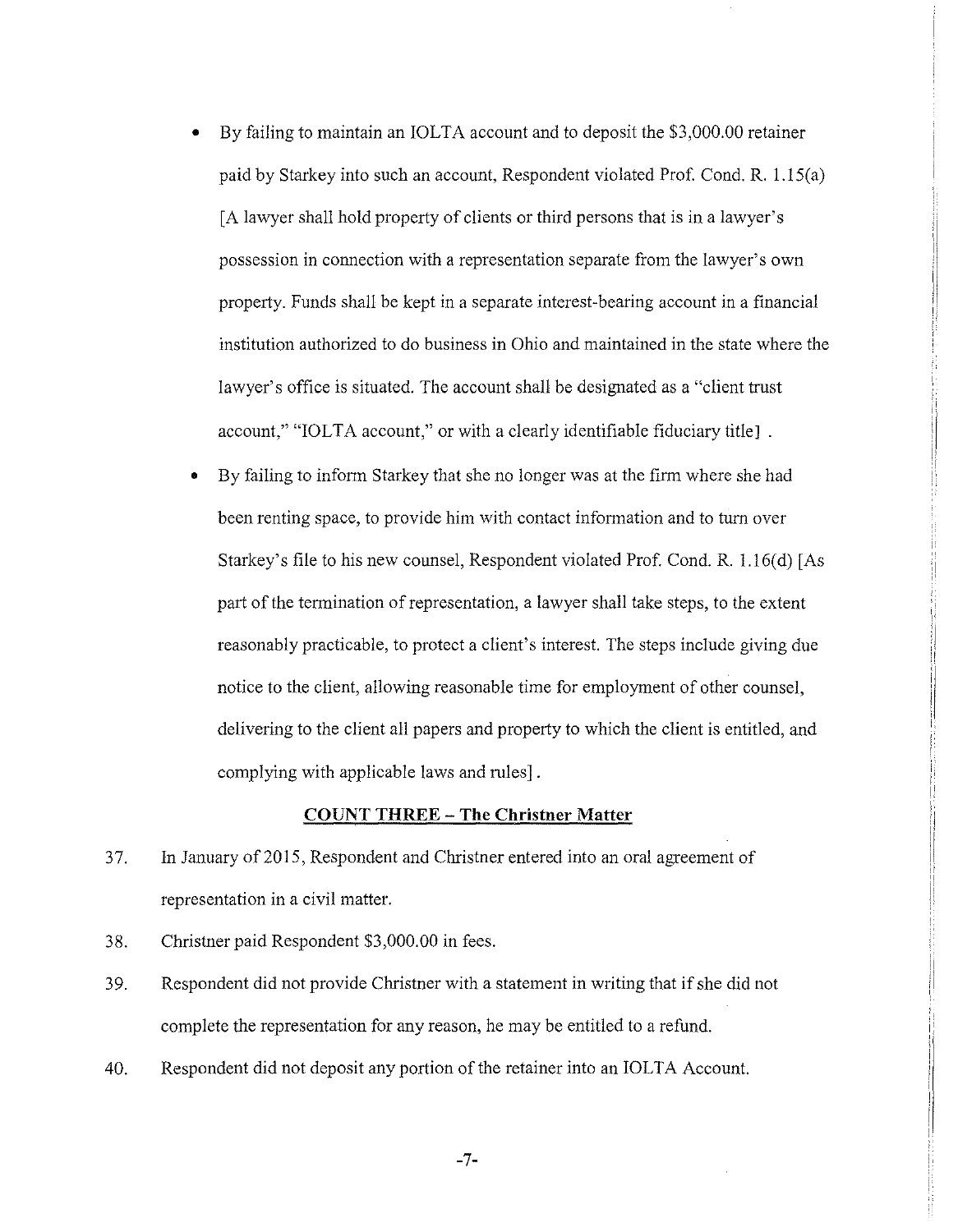- By failing to maintain an IOLTA account and to deposit the $3,000.00 retainer paid by Starkey into such an account, Respondent violated Prof. Cond. R. 1.15(a) [A lawyer shall hold property of clients or third persons that is in a lawyer's possession in connection with a representation separate from the lawyer's own property. Funds shall be kept in a separate interest-bearing account in a financial institution authorized to do business in Ohio and maintained in the state where the lawyer's office is situated. The account shall be designated as a "client trust account," "IOLTA account," or with a clearly identifiable fiduciary title] .
- By failing to inform Starkey that she no longer was at the firm where she had been renting space, to provide him with contact information and to turn over Starkey's file to his new counsel, Respondent violated Prof. Cond. R. 1.16(d) [As part of the termination of representation, a lawyer shall take steps, to the extent reasonably practicable, to protect a client's interest. The steps include giving due notice to the client, allowing reasonable time for employment of other counsel, delivering to the client all papers and property to which the client is entitled, and complying with applicable laws and rules] .

**COUNT THREE – The Christner Matter**

37. In January of 2015, Respondent and Christner entered into an oral agreement of representation in a civil matter.
38. Christner paid Respondent $3,000.00 in fees.
39. Respondent did not provide Christner with a statement in writing that if she did not complete the representation for any reason, he may be entitled to a refund.
40. Respondent did not deposit any portion of the retainer into an IOLTA Account.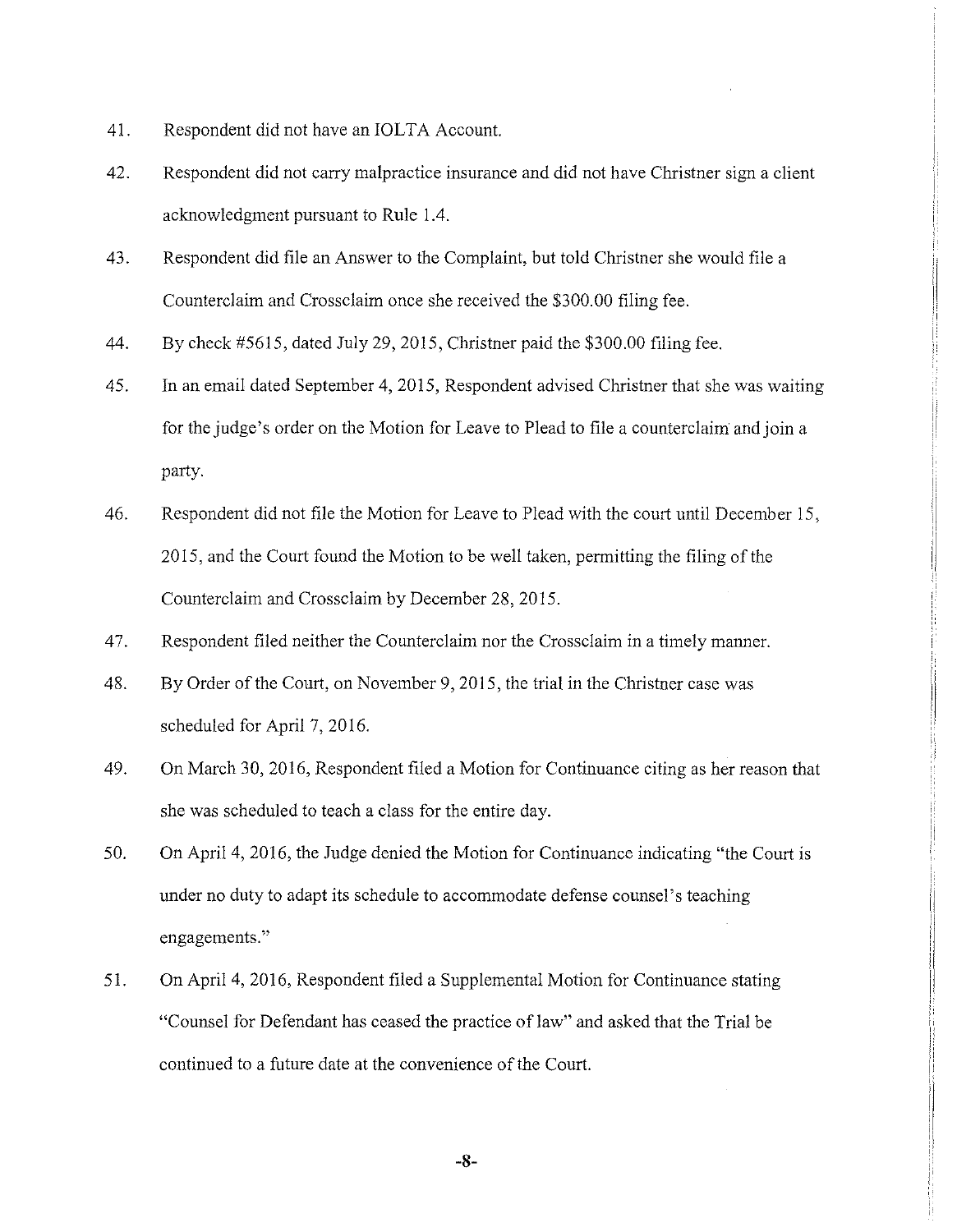41. Respondent did not have an IOLTA Account.

42. Respondent did not carry malpractice insurance and did not have Christner sign a client acknowledgment pursuant to Rule 1.4.

43. Respondent did file an Answer to the Complaint, but told Christner she would file a Counterclaim and Crossclaim once she received the $300.00 filing fee.

44. By check #5615, dated July 29, 2015, Christner paid the $300.00 filing fee.

45. In an email dated September 4, 2015, Respondent advised Christner that she was waiting for the judge's order on the Motion for Leave to Plead to file a counterclaim and join a party.

46. Respondent did not file the Motion for Leave to Plead with the court until December 15, 2015, and the Court found the Motion to be well taken, permitting the filing of the Counterclaim and Crossclaim by December 28, 2015.

47. Respondent filed neither the Counterclaim nor the Crossclaim in a timely manner.

48. By Order of the Court, on November 9, 2015, the trial in the Christner case was scheduled for April 7, 2016.

49. On March 30, 2016, Respondent filed a Motion for Continuance citing as her reason that she was scheduled to teach a class for the entire day.

50. On April 4, 2016, the Judge denied the Motion for Continuance indicating "the Court is under no duty to adapt its schedule to accommodate defense counsel's teaching engagements."

51. On April 4, 2016, Respondent filed a Supplemental Motion for Continuance stating "Counsel for Defendant has ceased the practice of law" and asked that the Trial be continued to a future date at the convenience of the Court.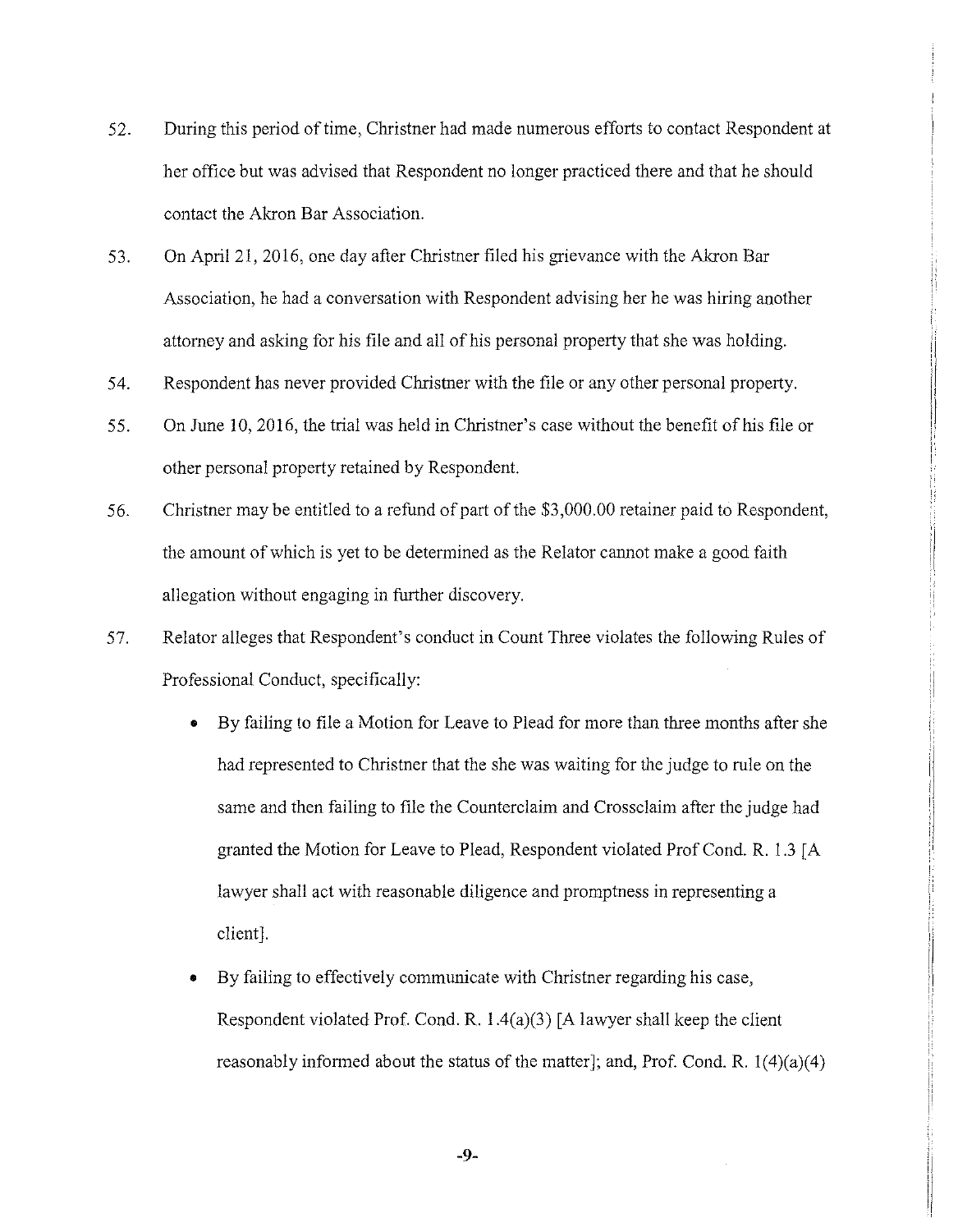52. During this period of time, Christner had made numerous efforts to contact Respondent at her office but was advised that Respondent no longer practiced there and that he should contact the Akron Bar Association.

53. On April 21, 2016, one day after Christner filed his grievance with the Akron Bar Association, he had a conversation with Respondent advising her he was hiring another attorney and asking for his file and all of his personal property that she was holding.

54. Respondent has never provided Christner with the file or any other personal property.

55. On June 10, 2016, the trial was held in Christner's case without the benefit of his file or other personal property retained by Respondent.

56. Christner may be entitled to a refund of part of the $3,000.00 retainer paid to Respondent, the amount of which is yet to be determined as the Relator cannot make a good faith allegation without engaging in further discovery.

57. Relator alleges that Respondent's conduct in Count Three violates the following Rules of Professional Conduct, specifically:

    - By failing to file a Motion for Leave to Plead for more than three months after she had represented to Christner that the she was waiting for the judge to rule on the same and then failing to file the Counterclaim and Crossclaim after the judge had granted the Motion for Leave to Plead, Respondent violated Prof Cond. R. 1.3 [A lawyer shall act with reasonable diligence and promptness in representing a client].
    - By failing to effectively communicate with Christner regarding his case, Respondent violated Prof. Cond. R. 1.4(a)(3) [A lawyer shall keep the client reasonably informed about the status of the matter]; and, Prof. Cond. R. 1(4)(a)(4)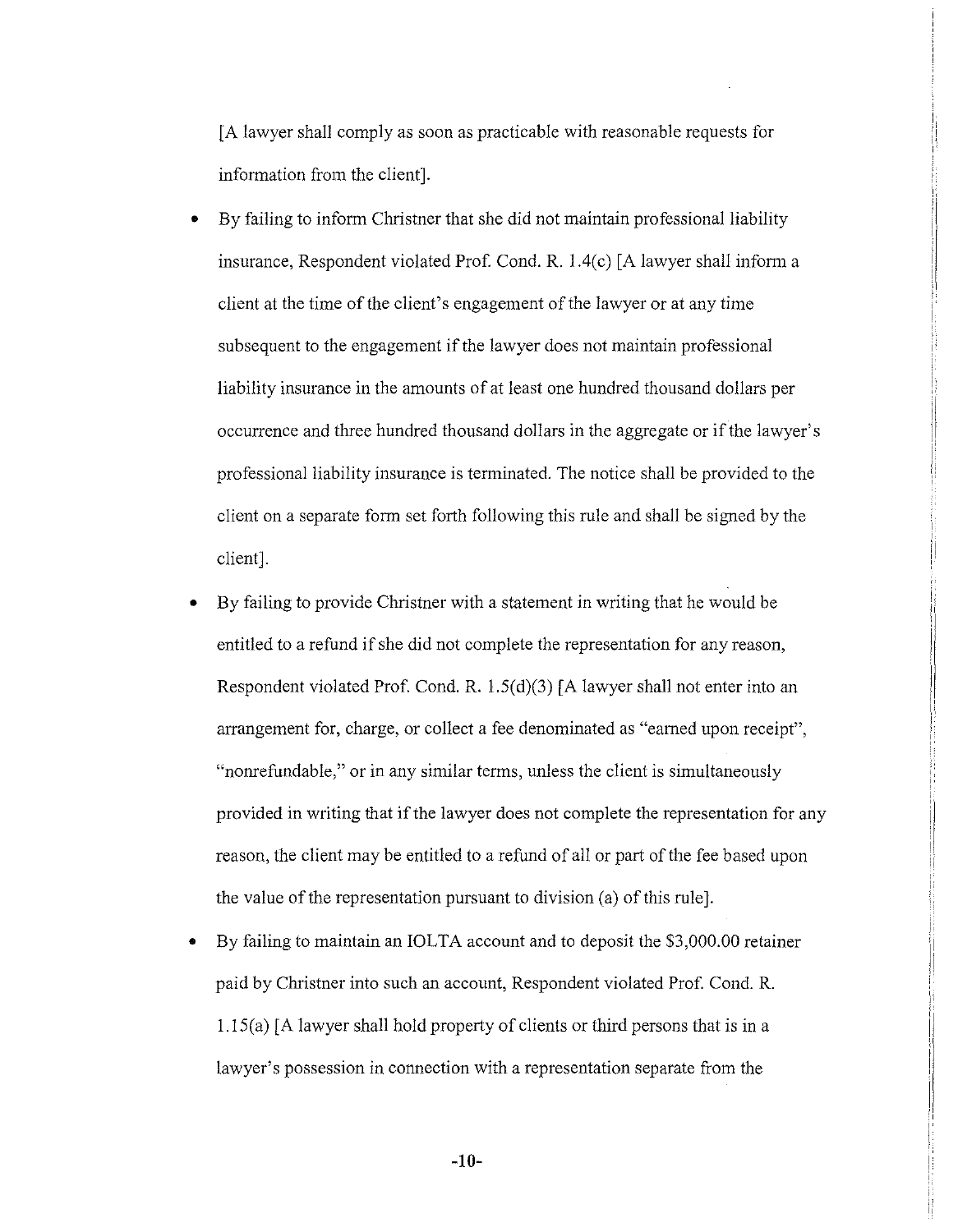[A lawyer shall comply as soon as practicable with reasonable requests for information from the client].

- By failing to inform Christner that she did not maintain professional liability insurance, Respondent violated Prof. Cond. R. 1.4(c) [A lawyer shall inform a client at the time of the client's engagement of the lawyer or at any time subsequent to the engagement if the lawyer does not maintain professional liability insurance in the amounts of at least one hundred thousand dollars per occurrence and three hundred thousand dollars in the aggregate or if the lawyer's professional liability insurance is terminated. The notice shall be provided to the client on a separate form set forth following this rule and shall be signed by the client].
- By failing to provide Christner with a statement in writing that he would be entitled to a refund if she did not complete the representation for any reason, Respondent violated Prof. Cond. R. 1.5(d)(3) [A lawyer shall not enter into an arrangement for, charge, or collect a fee denominated as "earned upon receipt", "nonrefundable," or in any similar terms, unless the client is simultaneously provided in writing that if the lawyer does not complete the representation for any reason, the client may be entitled to a refund of all or part of the fee based upon the value of the representation pursuant to division (a) of this rule].
- By failing to maintain an IOLTA account and to deposit the $3,000.00 retainer paid by Christner into such an account, Respondent violated Prof. Cond. R. 1.15(a) [A lawyer shall hold property of clients or third persons that is in a lawyer's possession in connection with a representation separate from the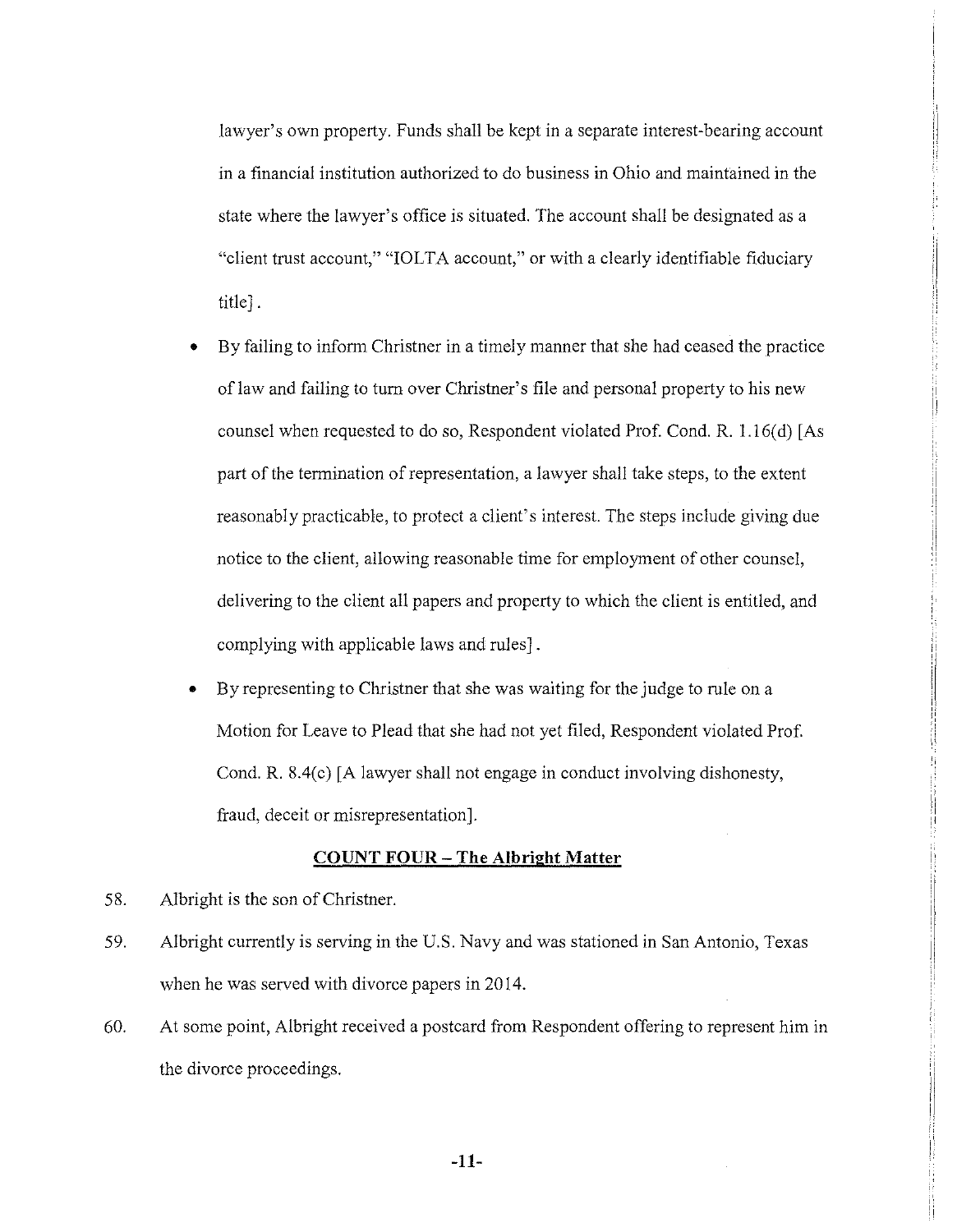lawyer's own property. Funds shall be kept in a separate interest-bearing account in a financial institution authorized to do business in Ohio and maintained in the state where the lawyer's office is situated. The account shall be designated as a "client trust account," "IOLTA account," or with a clearly identifiable fiduciary title].

- By failing to inform Christner in a timely manner that she had ceased the practice of law and failing to turn over Christner's file and personal property to his new counsel when requested to do so, Respondent violated Prof. Cond. R. 1.16(d) [As part of the termination of representation, a lawyer shall take steps, to the extent reasonably practicable, to protect a client's interest. The steps include giving due notice to the client, allowing reasonable time for employment of other counsel, delivering to the client all papers and property to which the client is entitled, and complying with applicable laws and rules].
- By representing to Christner that she was waiting for the judge to rule on a Motion for Leave to Plead that she had not yet filed, Respondent violated Prof. Cond. R. 8.4(c) [A lawyer shall not engage in conduct involving dishonesty, fraud, deceit or misrepresentation].

## COUNT FOUR – The Albright Matter

58. Albright is the son of Christner.

59. Albright currently is serving in the U.S. Navy and was stationed in San Antonio, Texas when he was served with divorce papers in 2014.

60. At some point, Albright received a postcard from Respondent offering to represent him in the divorce proceedings.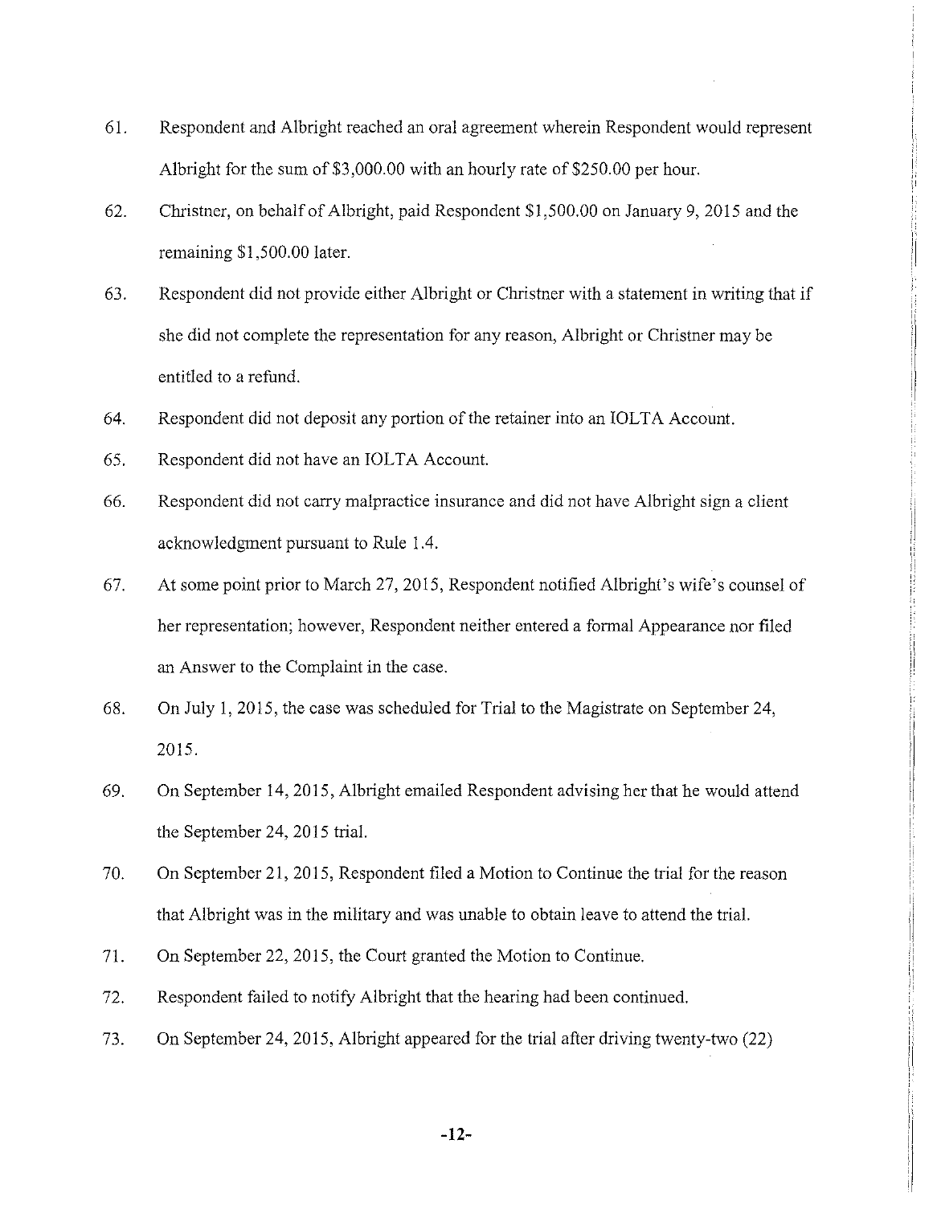61. Respondent and Albright reached an oral agreement wherein Respondent would represent Albright for the sum of $3,000.00 with an hourly rate of $250.00 per hour.

62. Christner, on behalf of Albright, paid Respondent $1,500.00 on January 9, 2015 and the remaining $1,500.00 later.

63. Respondent did not provide either Albright or Christner with a statement in writing that if she did not complete the representation for any reason, Albright or Christner may be entitled to a refund.

64. Respondent did not deposit any portion of the retainer into an IOLTA Account.

65. Respondent did not have an IOLTA Account.

66. Respondent did not carry malpractice insurance and did not have Albright sign a client acknowledgment pursuant to Rule 1.4.

67. At some point prior to March 27, 2015, Respondent notified Albright's wife's counsel of her representation; however, Respondent neither entered a formal Appearance nor filed an Answer to the Complaint in the case.

68. On July 1, 2015, the case was scheduled for Trial to the Magistrate on September 24, 2015.

69. On September 14, 2015, Albright emailed Respondent advising her that he would attend the September 24, 2015 trial.

70. On September 21, 2015, Respondent filed a Motion to Continue the trial for the reason that Albright was in the military and was unable to obtain leave to attend the trial.

71. On September 22, 2015, the Court granted the Motion to Continue.

72. Respondent failed to notify Albright that the hearing had been continued.

73. On September 24, 2015, Albright appeared for the trial after driving twenty-two (22)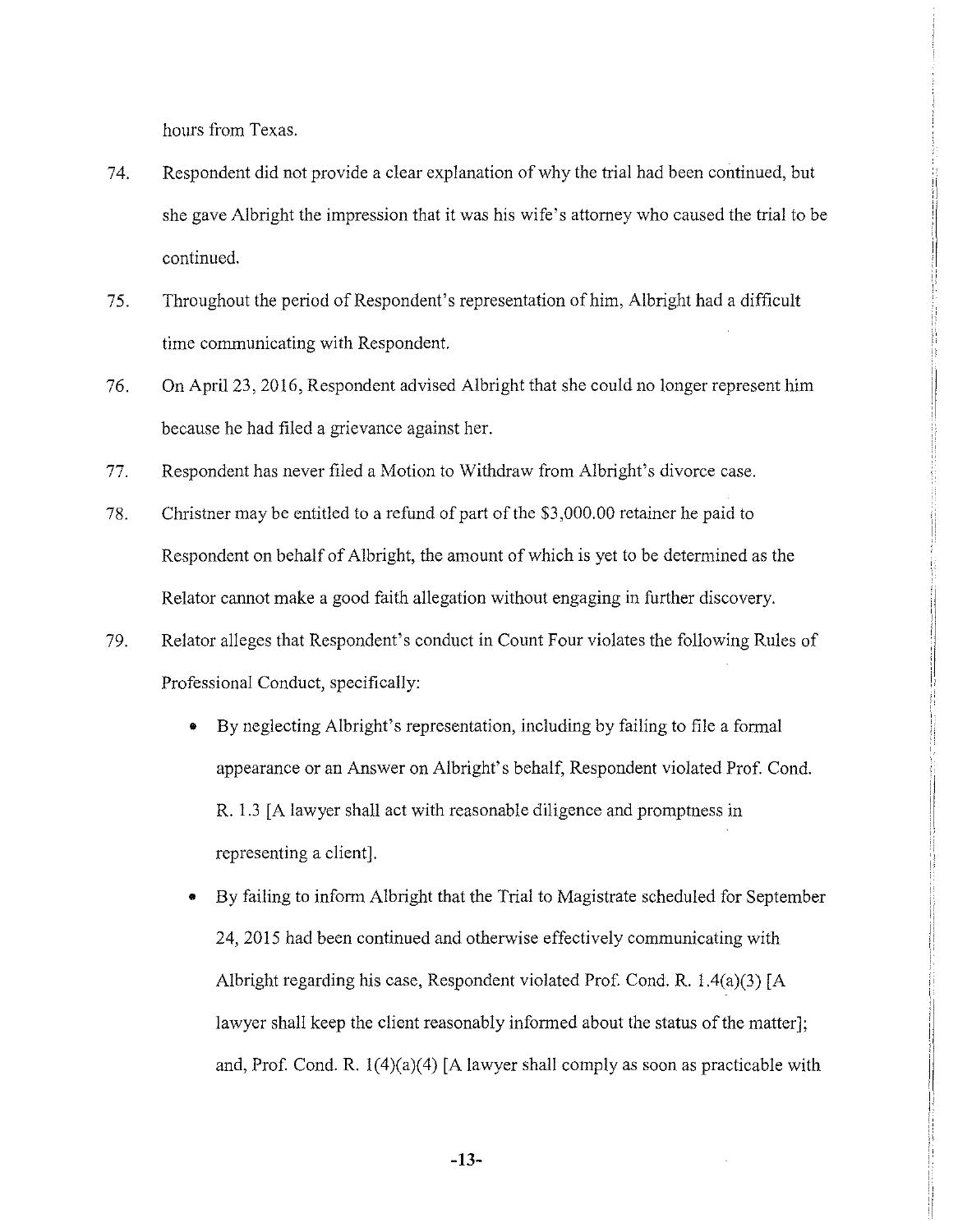hours from Texas.

74. Respondent did not provide a clear explanation of why the trial had been continued, but she gave Albright the impression that it was his wife's attorney who caused the trial to be continued.

75. Throughout the period of Respondent's representation of him, Albright had a difficult time communicating with Respondent.

76. On April 23, 2016, Respondent advised Albright that she could no longer represent him because he had filed a grievance against her.

77. Respondent has never filed a Motion to Withdraw from Albright's divorce case.

78. Christner may be entitled to a refund of part of the $3,000.00 retainer he paid to Respondent on behalf of Albright, the amount of which is yet to be determined as the Relator cannot make a good faith allegation without engaging in further discovery.

79. Relator alleges that Respondent's conduct in Count Four violates the following Rules of Professional Conduct, specifically:

   - By neglecting Albright's representation, including by failing to file a formal appearance or an Answer on Albright's behalf, Respondent violated Prof. Cond. R. 1.3 [A lawyer shall act with reasonable diligence and promptness in representing a client].
   - By failing to inform Albright that the Trial to Magistrate scheduled for September 24, 2015 had been continued and otherwise effectively communicating with Albright regarding his case, Respondent violated Prof. Cond. R. 1.4(a)(3) [A lawyer shall keep the client reasonably informed about the status of the matter]; and, Prof. Cond. R. 1(4)(a)(4) [A lawyer shall comply as soon as practicable with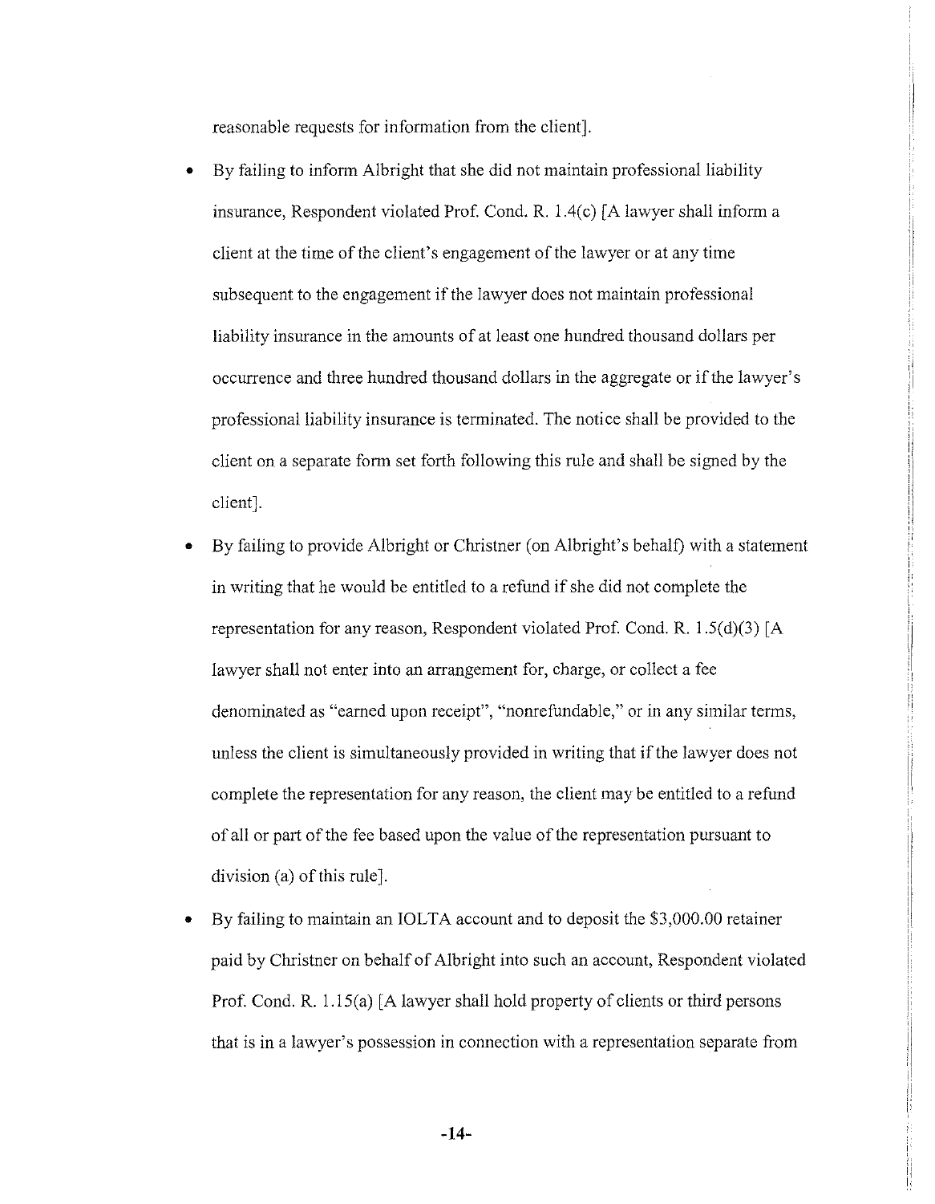reasonable requests for information from the client].

- By failing to inform Albright that she did not maintain professional liability insurance, Respondent violated Prof. Cond. R. 1.4(c) [A lawyer shall inform a client at the time of the client's engagement of the lawyer or at any time subsequent to the engagement if the lawyer does not maintain professional liability insurance in the amounts of at least one hundred thousand dollars per occurrence and three hundred thousand dollars in the aggregate or if the lawyer's professional liability insurance is terminated. The notice shall be provided to the client on a separate form set forth following this rule and shall be signed by the client].

- By failing to provide Albright or Christner (on Albright's behalf) with a statement in writing that he would be entitled to a refund if she did not complete the representation for any reason, Respondent violated Prof. Cond. R. 1.5(d)(3) [A lawyer shall not enter into an arrangement for, charge, or collect a fee denominated as "earned upon receipt", "nonrefundable," or in any similar terms, unless the client is simultaneously provided in writing that if the lawyer does not complete the representation for any reason, the client may be entitled to a refund of all or part of the fee based upon the value of the representation pursuant to division (a) of this rule].

- By failing to maintain an IOLTA account and to deposit the $3,000.00 retainer paid by Christner on behalf of Albright into such an account, Respondent violated Prof. Cond. R. 1.15(a) [A lawyer shall hold property of clients or third persons that is in a lawyer's possession in connection with a representation separate from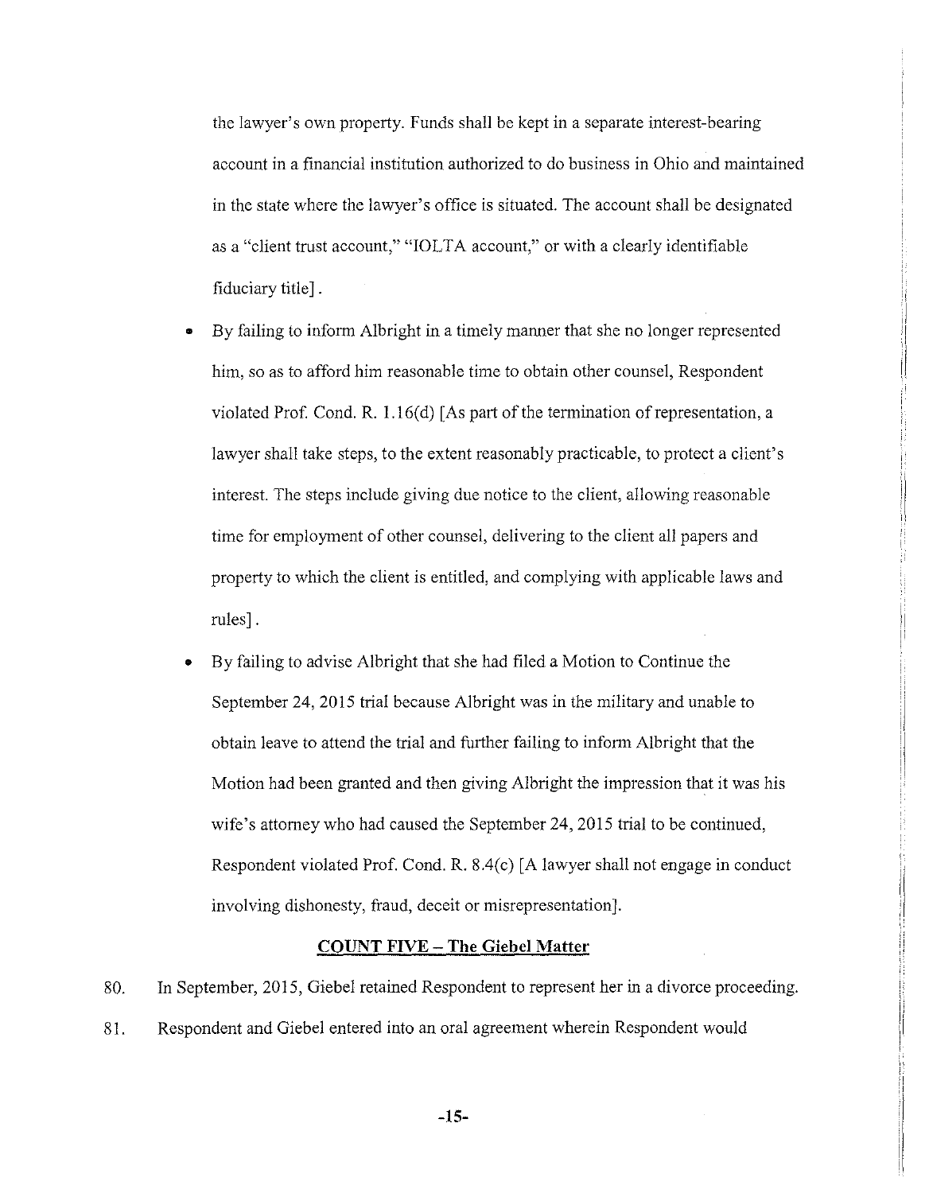the lawyer's own property. Funds shall be kept in a separate interest-bearing account in a financial institution authorized to do business in Ohio and maintained in the state where the lawyer's office is situated. The account shall be designated as a "client trust account," "IOLTA account," or with a clearly identifiable fiduciary title].

- By failing to inform Albright in a timely manner that she no longer represented him, so as to afford him reasonable time to obtain other counsel, Respondent violated Prof. Cond. R. 1.16(d) [As part of the termination of representation, a lawyer shall take steps, to the extent reasonably practicable, to protect a client's interest. The steps include giving due notice to the client, allowing reasonable time for employment of other counsel, delivering to the client all papers and property to which the client is entitled, and complying with applicable laws and rules].
- By failing to advise Albright that she had filed a Motion to Continue the September 24, 2015 trial because Albright was in the military and unable to obtain leave to attend the trial and further failing to inform Albright that the Motion had been granted and then giving Albright the impression that it was his wife's attorney who had caused the September 24, 2015 trial to be continued, Respondent violated Prof. Cond. R. 8.4(c) [A lawyer shall not engage in conduct involving dishonesty, fraud, deceit or misrepresentation].

## COUNT FIVE – The Giebel Matter

80. In September, 2015, Giebel retained Respondent to represent her in a divorce proceeding.
81. Respondent and Giebel entered into an oral agreement wherein Respondent would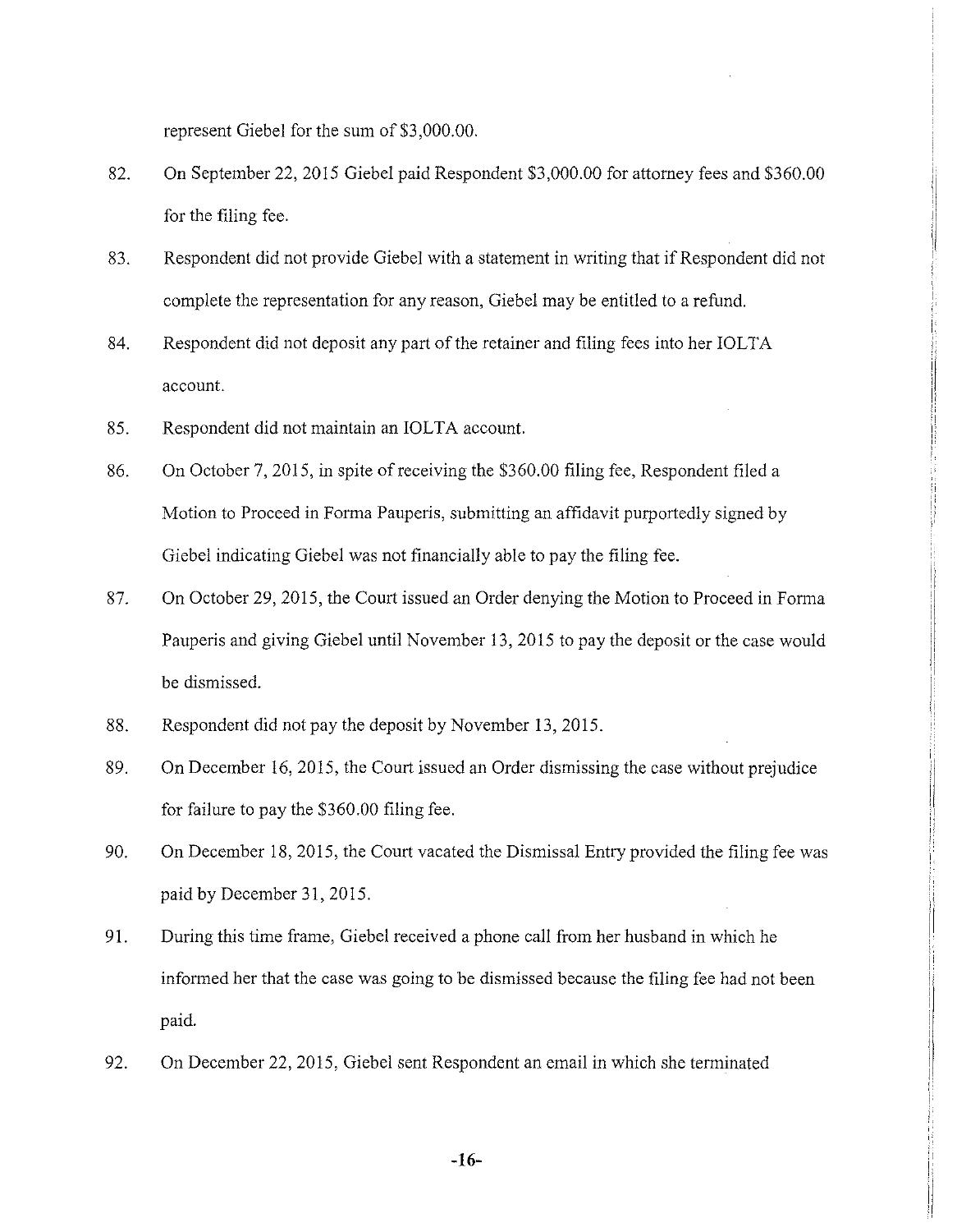represent Giebel for the sum of $3,000.00.

82. On September 22, 2015 Giebel paid Respondent $3,000.00 for attorney fees and $360.00 for the filing fee.

83. Respondent did not provide Giebel with a statement in writing that if Respondent did not complete the representation for any reason, Giebel may be entitled to a refund.

84. Respondent did not deposit any part of the retainer and filing fees into her IOLTA account.

85. Respondent did not maintain an IOLTA account.

86. On October 7, 2015, in spite of receiving the $360.00 filing fee, Respondent filed a Motion to Proceed in Forma Pauperis, submitting an affidavit purportedly signed by Giebel indicating Giebel was not financially able to pay the filing fee.

87. On October 29, 2015, the Court issued an Order denying the Motion to Proceed in Forma Pauperis and giving Giebel until November 13, 2015 to pay the deposit or the case would be dismissed.

88. Respondent did not pay the deposit by November 13, 2015.

89. On December 16, 2015, the Court issued an Order dismissing the case without prejudice for failure to pay the $360.00 filing fee.

90. On December 18, 2015, the Court vacated the Dismissal Entry provided the filing fee was paid by December 31, 2015.

91. During this time frame, Giebel received a phone call from her husband in which he informed her that the case was going to be dismissed because the filing fee had not been paid.

92. On December 22, 2015, Giebel sent Respondent an email in which she terminated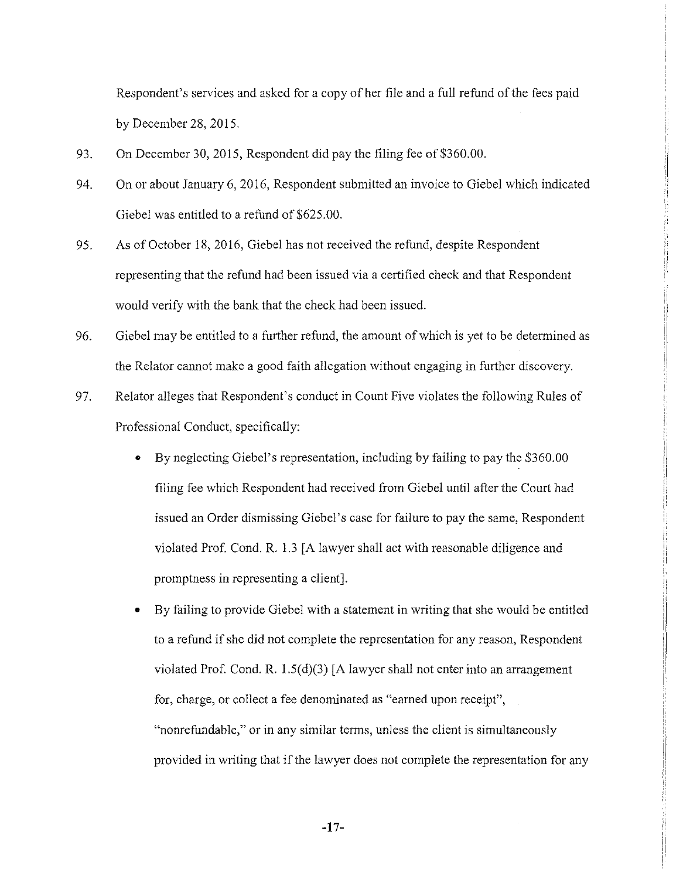Respondent's services and asked for a copy of her file and a full refund of the fees paid by December 28, 2015.

93. On December 30, 2015, Respondent did pay the filing fee of $360.00.

94. On or about January 6, 2016, Respondent submitted an invoice to Giebel which indicated Giebel was entitled to a refund of $625.00.

95. As of October 18, 2016, Giebel has not received the refund, despite Respondent representing that the refund had been issued via a certified check and that Respondent would verify with the bank that the check had been issued.

96. Giebel may be entitled to a further refund, the amount of which is yet to be determined as the Relator cannot make a good faith allegation without engaging in further discovery.

97. Relator alleges that Respondent's conduct in Count Five violates the following Rules of Professional Conduct, specifically:

   - By neglecting Giebel's representation, including by failing to pay the $360.00 filing fee which Respondent had received from Giebel until after the Court had issued an Order dismissing Giebel's case for failure to pay the same, Respondent violated Prof. Cond. R. 1.3 [A lawyer shall act with reasonable diligence and promptness in representing a client].
   - By failing to provide Giebel with a statement in writing that she would be entitled to a refund if she did not complete the representation for any reason, Respondent violated Prof. Cond. R. 1.5(d)(3) [A lawyer shall not enter into an arrangement for, charge, or collect a fee denominated as "earned upon receipt", "nonrefundable," or in any similar terms, unless the client is simultaneously provided in writing that if the lawyer does not complete the representation for any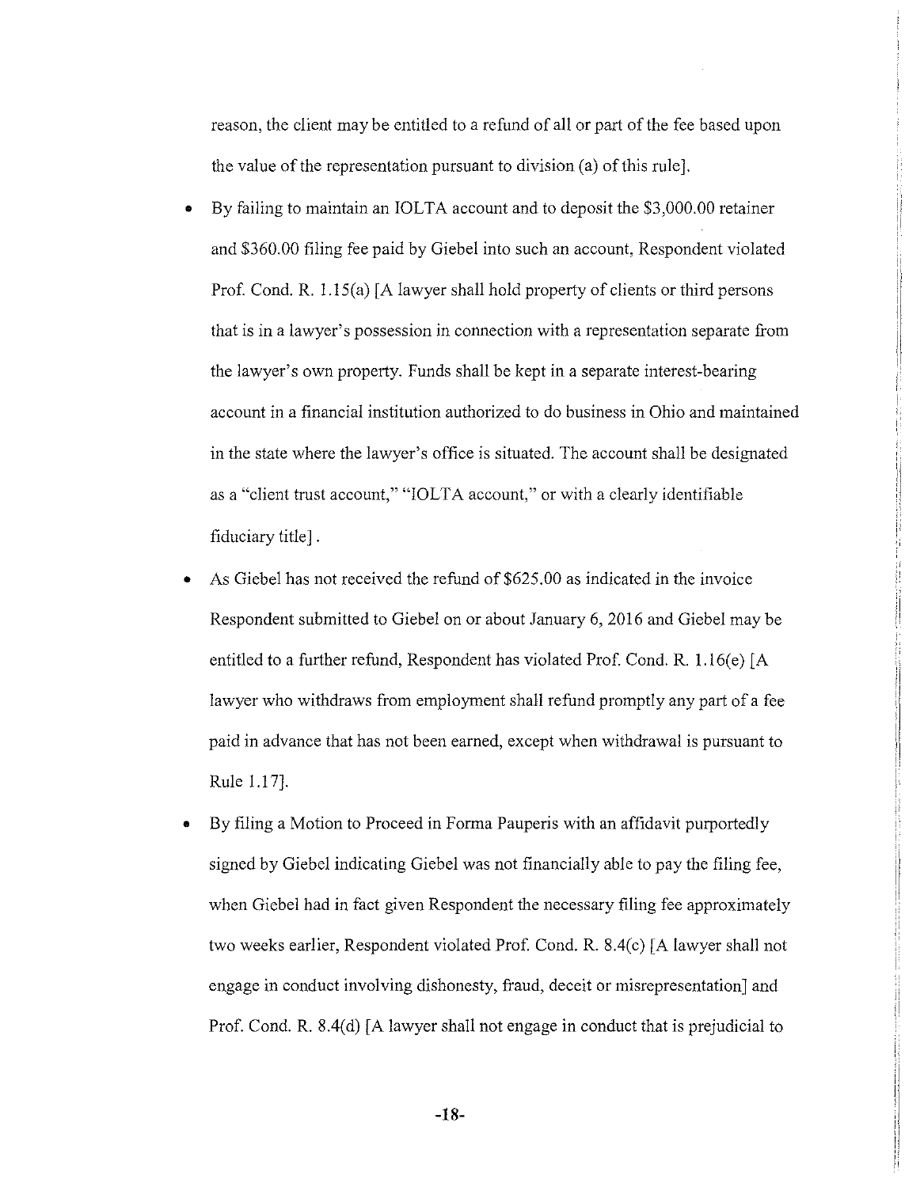reason, the client may be entitled to a refund of all or part of the fee based upon the value of the representation pursuant to division (a) of this rule].

- By failing to maintain an IOLTA account and to deposit the $3,000.00 retainer and $360.00 filing fee paid by Giebel into such an account, Respondent violated Prof. Cond. R. 1.15(a) [A lawyer shall hold property of clients or third persons that is in a lawyer's possession in connection with a representation separate from the lawyer's own property. Funds shall be kept in a separate interest-bearing account in a financial institution authorized to do business in Ohio and maintained in the state where the lawyer's office is situated. The account shall be designated as a "client trust account," "IOLTA account," or with a clearly identifiable fiduciary title].
- As Giebel has not received the refund of $625.00 as indicated in the invoice Respondent submitted to Giebel on or about January 6, 2016 and Giebel may be entitled to a further refund, Respondent has violated Prof. Cond. R. 1.16(e) [A lawyer who withdraws from employment shall refund promptly any part of a fee paid in advance that has not been earned, except when withdrawal is pursuant to Rule 1.17].
- By filing a Motion to Proceed in Forma Pauperis with an affidavit purportedly signed by Giebel indicating Giebel was not financially able to pay the filing fee, when Giebel had in fact given Respondent the necessary filing fee approximately two weeks earlier, Respondent violated Prof. Cond. R. 8.4(c) [A lawyer shall not engage in conduct involving dishonesty, fraud, deceit or misrepresentation] and Prof. Cond. R. 8.4(d) [A lawyer shall not engage in conduct that is prejudicial to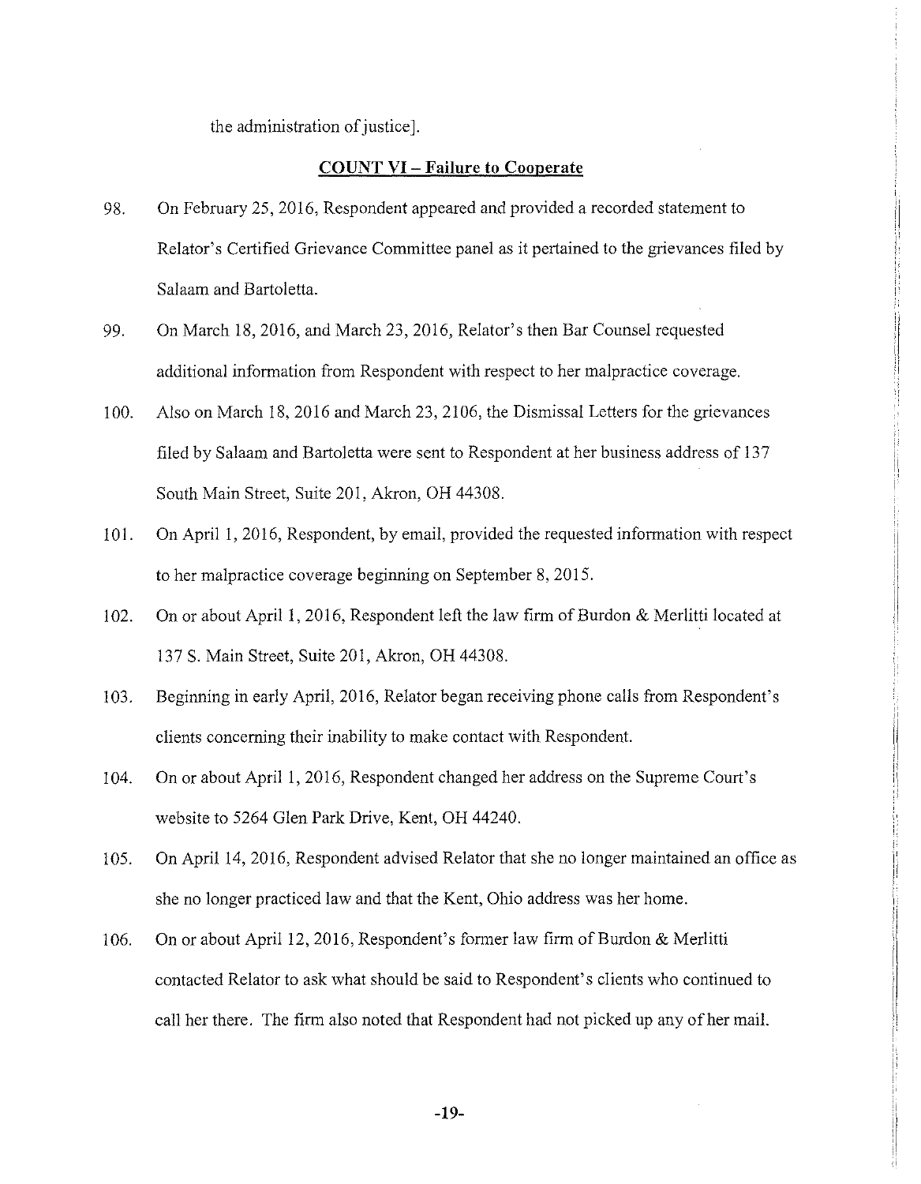the administration of justice].

**<u>COUNT VI – Failure to Cooperate</u>**

98. On February 25, 2016, Respondent appeared and provided a recorded statement to Relator's Certified Grievance Committee panel as it pertained to the grievances filed by Salaam and Bartoletta.

99. On March 18, 2016, and March 23, 2016, Relator's then Bar Counsel requested additional information from Respondent with respect to her malpractice coverage.

100. Also on March 18, 2016 and March 23, 2106, the Dismissal Letters for the grievances filed by Salaam and Bartoletta were sent to Respondent at her business address of 137 South Main Street, Suite 201, Akron, OH 44308.

101. On April 1, 2016, Respondent, by email, provided the requested information with respect to her malpractice coverage beginning on September 8, 2015.

102. On or about April 1, 2016, Respondent left the law firm of Burdon & Merlitti located at 137 S. Main Street, Suite 201, Akron, OH 44308.

103. Beginning in early April, 2016, Relator began receiving phone calls from Respondent's clients concerning their inability to make contact with Respondent.

104. On or about April 1, 2016, Respondent changed her address on the Supreme Court's website to 5264 Glen Park Drive, Kent, OH 44240.

105. On April 14, 2016, Respondent advised Relator that she no longer maintained an office as she no longer practiced law and that the Kent, Ohio address was her home.

106. On or about April 12, 2016, Respondent's former law firm of Burdon & Merlitti contacted Relator to ask what should be said to Respondent's clients who continued to call her there. The firm also noted that Respondent had not picked up any of her mail.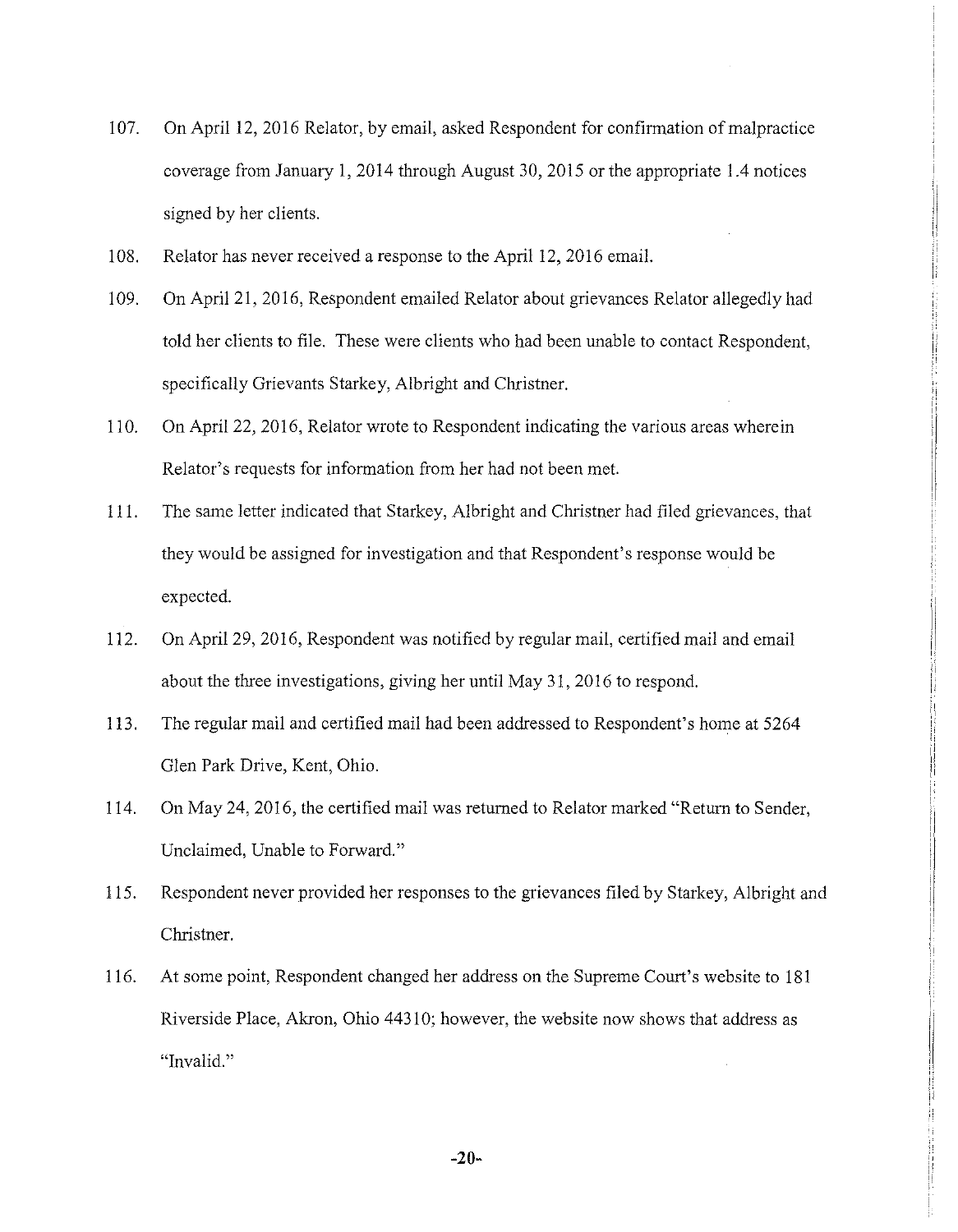107. On April 12, 2016 Relator, by email, asked Respondent for confirmation of malpractice coverage from January 1, 2014 through August 30, 2015 or the appropriate 1.4 notices signed by her clients.

108. Relator has never received a response to the April 12, 2016 email.

109. On April 21, 2016, Respondent emailed Relator about grievances Relator allegedly had told her clients to file. These were clients who had been unable to contact Respondent, specifically Grievants Starkey, Albright and Christner.

110. On April 22, 2016, Relator wrote to Respondent indicating the various areas wherein Relator's requests for information from her had not been met.

111. The same letter indicated that Starkey, Albright and Christner had filed grievances, that they would be assigned for investigation and that Respondent's response would be expected.

112. On April 29, 2016, Respondent was notified by regular mail, certified mail and email about the three investigations, giving her until May 31, 2016 to respond.

113. The regular mail and certified mail had been addressed to Respondent's home at 5264 Glen Park Drive, Kent, Ohio.

114. On May 24, 2016, the certified mail was returned to Relator marked "Return to Sender, Unclaimed, Unable to Forward."

115. Respondent never provided her responses to the grievances filed by Starkey, Albright and Christner.

116. At some point, Respondent changed her address on the Supreme Court's website to 181 Riverside Place, Akron, Ohio 44310; however, the website now shows that address as "Invalid."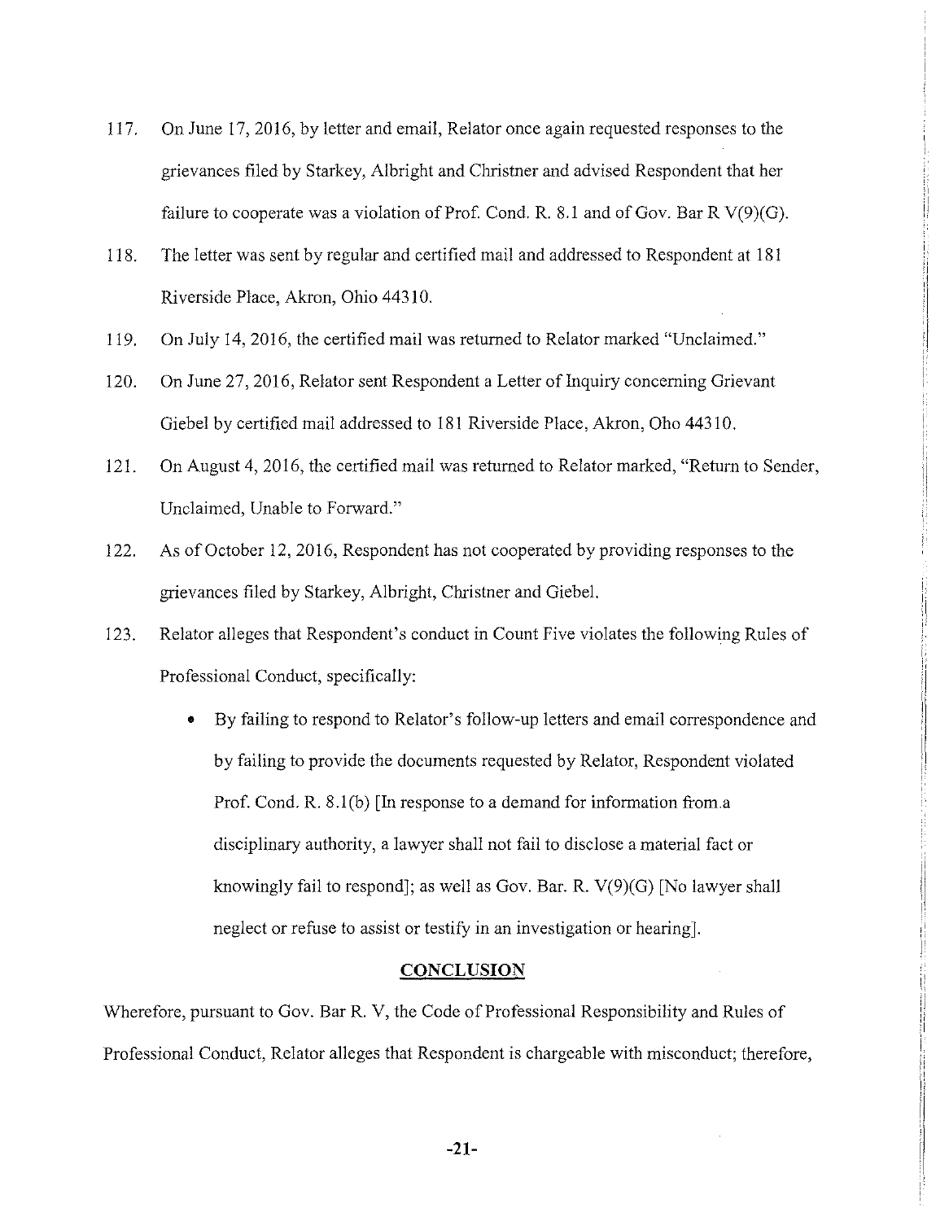117. On June 17, 2016, by letter and email, Relator once again requested responses to the grievances filed by Starkey, Albright and Christner and advised Respondent that her failure to cooperate was a violation of Prof. Cond. R. 8.1 and of Gov. Bar R V(9)(G).

118. The letter was sent by regular and certified mail and addressed to Respondent at 181 Riverside Place, Akron, Ohio 44310.

119. On July 14, 2016, the certified mail was returned to Relator marked "Unclaimed."

120. On June 27, 2016, Relator sent Respondent a Letter of Inquiry concerning Grievant Giebel by certified mail addressed to 181 Riverside Place, Akron, Oho 44310.

121. On August 4, 2016, the certified mail was returned to Relator marked, "Return to Sender, Unclaimed, Unable to Forward."

122. As of October 12, 2016, Respondent has not cooperated by providing responses to the grievances filed by Starkey, Albright, Christner and Giebel.

123. Relator alleges that Respondent's conduct in Count Five violates the following Rules of Professional Conduct, specifically:

    - By failing to respond to Relator's follow-up letters and email correspondence and by failing to provide the documents requested by Relator, Respondent violated Prof. Cond. R. 8.1(b) [In response to a demand for information from a disciplinary authority, a lawyer shall not fail to disclose a material fact or knowingly fail to respond]; as well as Gov. Bar. R. V(9)(G) [No lawyer shall neglect or refuse to assist or testify in an investigation or hearing].

## CONCLUSION

Wherefore, pursuant to Gov. Bar R. V, the Code of Professional Responsibility and Rules of Professional Conduct, Relator alleges that Respondent is chargeable with misconduct; therefore,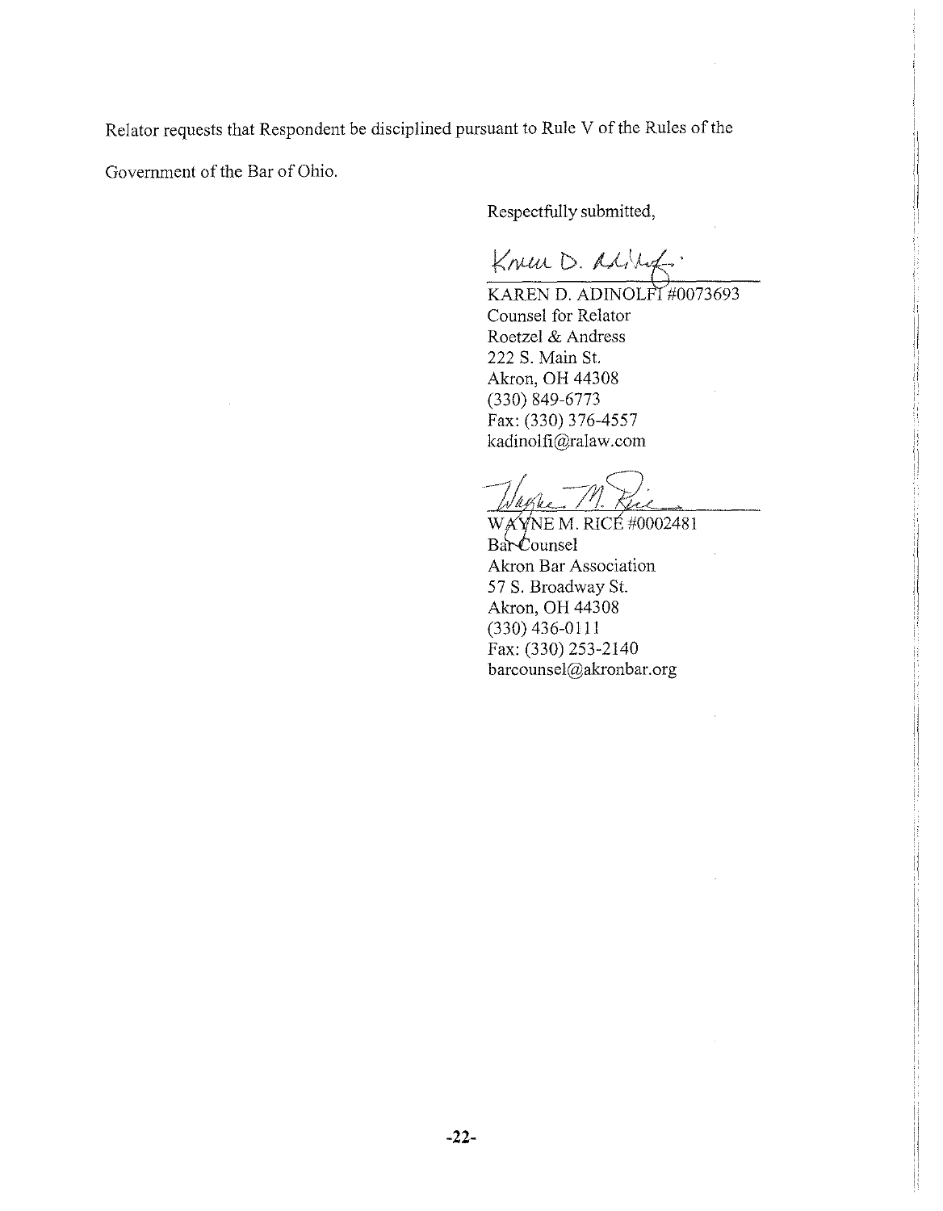Relator requests that Respondent be disciplined pursuant to Rule V of the Rules of the Government of the Bar of Ohio.

Respectfully submitted,

KAREN D. ADINOLFI #0073693
Counsel for Relator
Roetzel & Andress
222 S. Main St.
Akron, OH 44308
(330) 849-6773
Fax: (330) 376-4557
kadinolfi@ralaw.com

WAYNE M. RICE #0002481
Bar Counsel
Akron Bar Association
57 S. Broadway St.
Akron, OH 44308
(330) 436-0111
Fax: (330) 253-2140
barcounsel@akronbar.org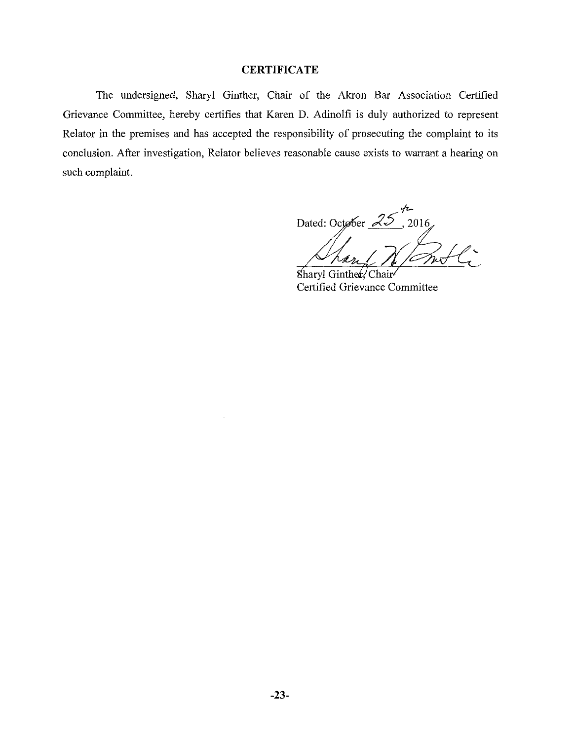**CERTIFICATE**

The undersigned, Sharyl Ginther, Chair of the Akron Bar Association Certified Grievance Committee, hereby certifies that Karen D. Adinolfi is duly authorized to represent Relator in the premises and has accepted the responsibility of prosecuting the complaint to its conclusion. After investigation, Relator believes reasonable cause exists to warrant a hearing on such complaint.

Dated: October 25th, 2016

Sharyl Ginther, Chair
Certified Grievance Committee